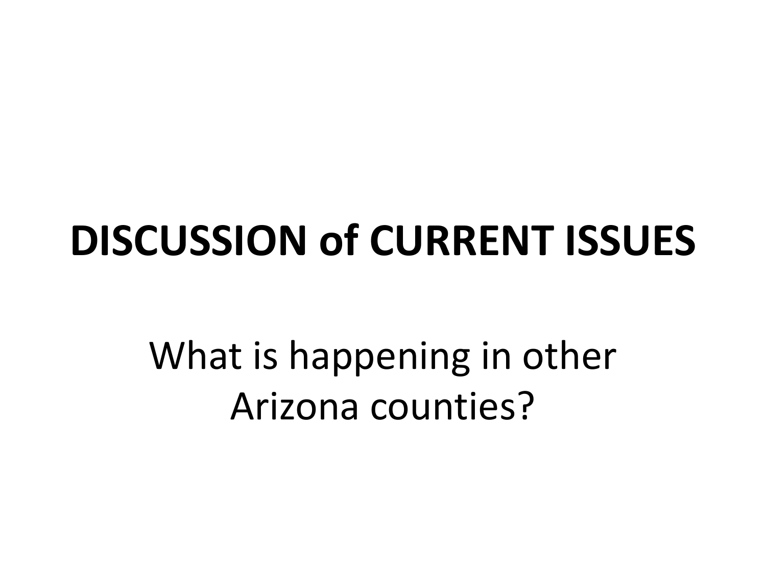# DISCUSSION of CURRENT ISSUES

What is happening in other Arizona counties?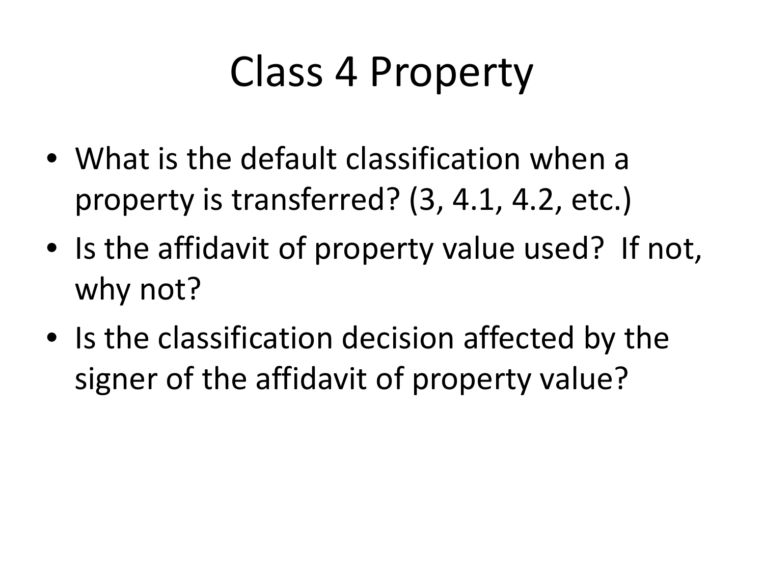# Class 4 Property

- What is the default classification when a property is transferred? (3, 4.1, 4.2, etc.)
- Is the affidavit of property value used? If not, why not?
- Is the classification decision affected by the signer of the affidavit of property value?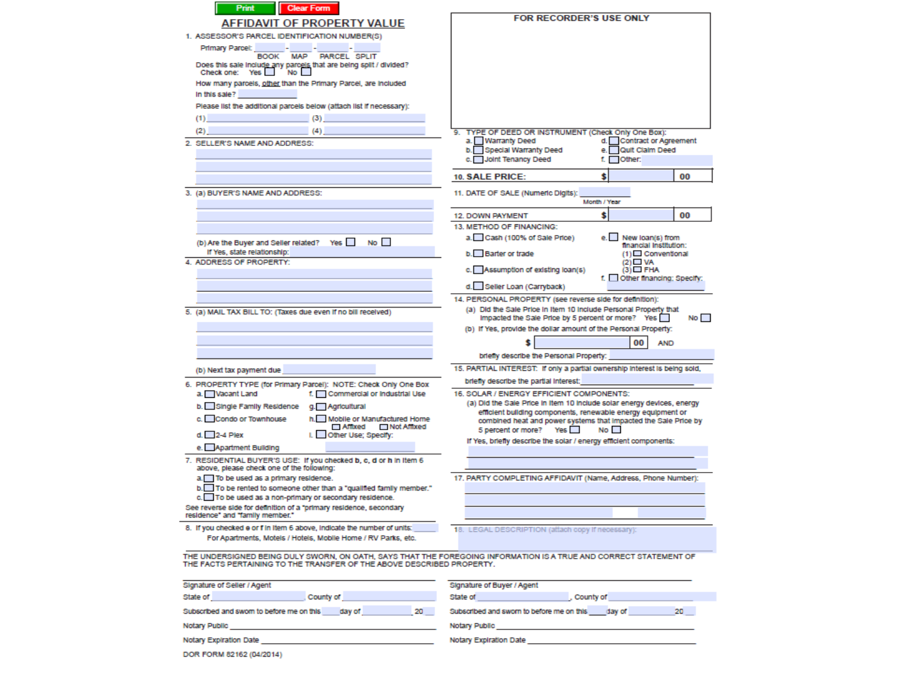Print | Clear Form

# AFFIDAVIT OF PROPERTY VALUE

**FOR RECORDER'S USE ONLY**

1. ASSESSOR'S PARCEL IDENTIFICATION NUMBER(S)

   Primary Parcel: ______ - ______ - ______ - ______
   BOOK MAP PARCEL SPLIT

   Does this sale include any parcels that are being split / divided?
   Check one: Yes ☐ No ☐

   How many parcels, other than the Primary Parcel, are included in this sale? ______

   Please list the additional parcels below (attach list if necessary):

   (1) ______ (3) ______

   (2) ______ (4) ______

2. SELLER'S NAME AND ADDRESS:

3. (a) BUYER'S NAME AND ADDRESS:

   (b) Are the Buyer and Seller related? Yes ☐ No ☐
   If Yes, state relationship: ______

4. ADDRESS OF PROPERTY:

5. (a) MAIL TAX BILL TO: (Taxes due even if no bill received)

   (b) Next tax payment due ______

6. PROPERTY TYPE (for Primary Parcel): NOTE: Check Only One Box
   - a. ☐ Vacant Land
   - b. ☐ Single Family Residence
   - c. ☐ Condo or Townhouse
   - d. ☐ 2-4 Plex
   - e. ☐ Apartment Building
   - f. ☐ Commercial or Industrial Use
   - g. ☐ Agricultural
   - h. ☐ Mobile or Manufactured Home
     ☐ Affixed ☐ Not Affixed
   - i. ☐ Other Use; Specify: ______

7. RESIDENTIAL BUYER'S USE: If you checked b, c, d or h in Item 6 above, please check one of the following:
   - a. ☐ To be used as a primary residence.
   - b. ☐ To be rented to someone other than a "qualified family member."
   - c. ☐ To be used as a non-primary or secondary residence.

   See reverse side for definition of a "primary residence, secondary residence" and "family member."

8. If you checked e or f in Item 6 above, indicate the number of units: ______
   For Apartments, Motels / Hotels, Mobile Home / RV Parks, etc.

9. TYPE OF DEED OR INSTRUMENT (Check Only One Box):
   - a. ☐ Warranty Deed
   - b. ☐ Special Warranty Deed
   - c. ☐ Joint Tenancy Deed
   - d. ☐ Contract or Agreement
   - e. ☐ Quit Claim Deed
   - f. ☐ Other: ______

10. **SALE PRICE:** $ ______ 00

11. DATE OF SALE (Numeric Digits): ______
    Month / Year

12. DOWN PAYMENT $ ______ 00

13. METHOD OF FINANCING:
    - a. ☐ Cash (100% of Sale Price)
    - b. ☐ Barter or trade
    - c. ☐ Assumption of existing loan(s)
    - d. ☐ Seller Loan (Carryback)
    - e. ☐ New loan(s) from financial institution:
      (1) ☐ Conventional
      (2) ☐ VA
      (3) ☐ FHA
    - f. ☐ Other financing; Specify: ______

14. PERSONAL PROPERTY (see reverse side for definition):
    (a) Did the Sale Price in Item 10 include Personal Property that impacted the Sale Price by 5 percent or more? Yes ☐ No ☐
    (b) If Yes, provide the dollar amount of the Personal Property:
    $ ______ 00 AND
    briefly describe the Personal Property: ______

15. PARTIAL INTEREST: If only a partial ownership interest is being sold, briefly describe the partial interest: ______

16. SOLAR / ENERGY EFFICIENT COMPONENTS:
    (a) Did the Sale Price in Item 10 include solar energy devices, energy efficient building components, renewable energy equipment or combined heat and power systems that impacted the Sale Price by 5 percent or more? Yes ☐ No ☐
    If Yes, briefly describe the solar / energy efficient components:

17. PARTY COMPLETING AFFIDAVIT (Name, Address, Phone Number):

18. LEGAL DESCRIPTION (attach copy if necessary):

THE UNDERSIGNED BEING DULY SWORN, ON OATH, SAYS THAT THE FOREGOING INFORMATION IS A TRUE AND CORRECT STATEMENT OF THE FACTS PERTAINING TO THE TRANSFER OF THE ABOVE DESCRIBED PROPERTY.

Signature of Seller / Agent ______

State of ______, County of ______

Subscribed and sworn to before me on this ____ day of ______ 20__

Notary Public ______

Notary Expiration Date ______

Signature of Buyer / Agent ______

State of ______, County of ______

Subscribed and sworn to before me on this ____ day of ______ 20__

Notary Public ______

Notary Expiration Date ______

DOR FORM 82162 (04/2014)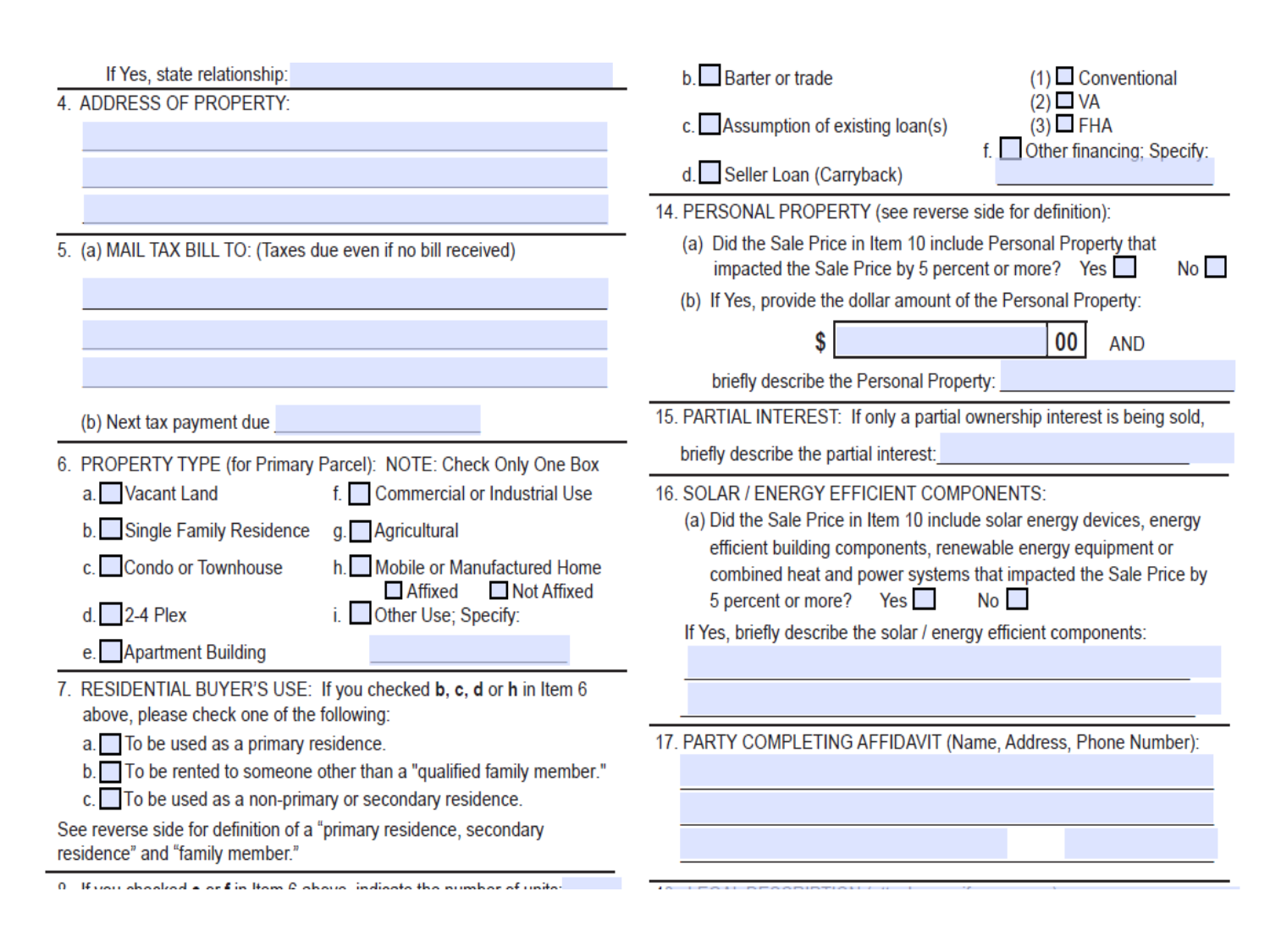If Yes, state relationship: ______

4. ADDRESS OF PROPERTY:

______

______

______

5. (a) MAIL TAX BILL TO: (Taxes due even if no bill received)

______

______

______

(b) Next tax payment due ______

6. PROPERTY TYPE (for Primary Parcel): NOTE: Check Only One Box

- a. ☐ Vacant Land
- b. ☐ Single Family Residence
- c. ☐ Condo or Townhouse
- d. ☐ 2-4 Plex
- e. ☐ Apartment Building
- f. ☐ Commercial or Industrial Use
- g. ☐ Agricultural
- h. ☐ Mobile or Manufactured Home
  - ☐ Affixed ☐ Not Affixed
- i. ☐ Other Use; Specify: ______

7. RESIDENTIAL BUYER'S USE: If you checked **b**, **c**, **d** or **h** in Item 6 above, please check one of the following:

- a. ☐ To be used as a primary residence.
- b. ☐ To be rented to someone other than a "qualified family member."
- c. ☐ To be used as a non-primary or secondary residence.

See reverse side for definition of a "primary residence, secondary residence" and "family member."

- b. ☐ Barter or trade
- c. ☐ Assumption of existing loan(s)
- d. ☐ Seller Loan (Carryback)
- (1) ☐ Conventional
- (2) ☐ VA
- (3) ☐ FHA
- f. ☐ Other financing; Specify: ______

14. PERSONAL PROPERTY (see reverse side for definition):

(a) Did the Sale Price in Item 10 include Personal Property that impacted the Sale Price by 5 percent or more? Yes ☐ No ☐

(b) If Yes, provide the dollar amount of the Personal Property:

$ ______ .00 AND

briefly describe the Personal Property: ______

15. PARTIAL INTEREST: If only a partial ownership interest is being sold, briefly describe the partial interest: ______

16. SOLAR / ENERGY EFFICIENT COMPONENTS:

(a) Did the Sale Price in Item 10 include solar energy devices, energy efficient building components, renewable energy equipment or combined heat and power systems that impacted the Sale Price by 5 percent or more? Yes ☐ No ☐

If Yes, briefly describe the solar / energy efficient components:

______

______

17. PARTY COMPLETING AFFIDAVIT (Name, Address, Phone Number):

______

______

______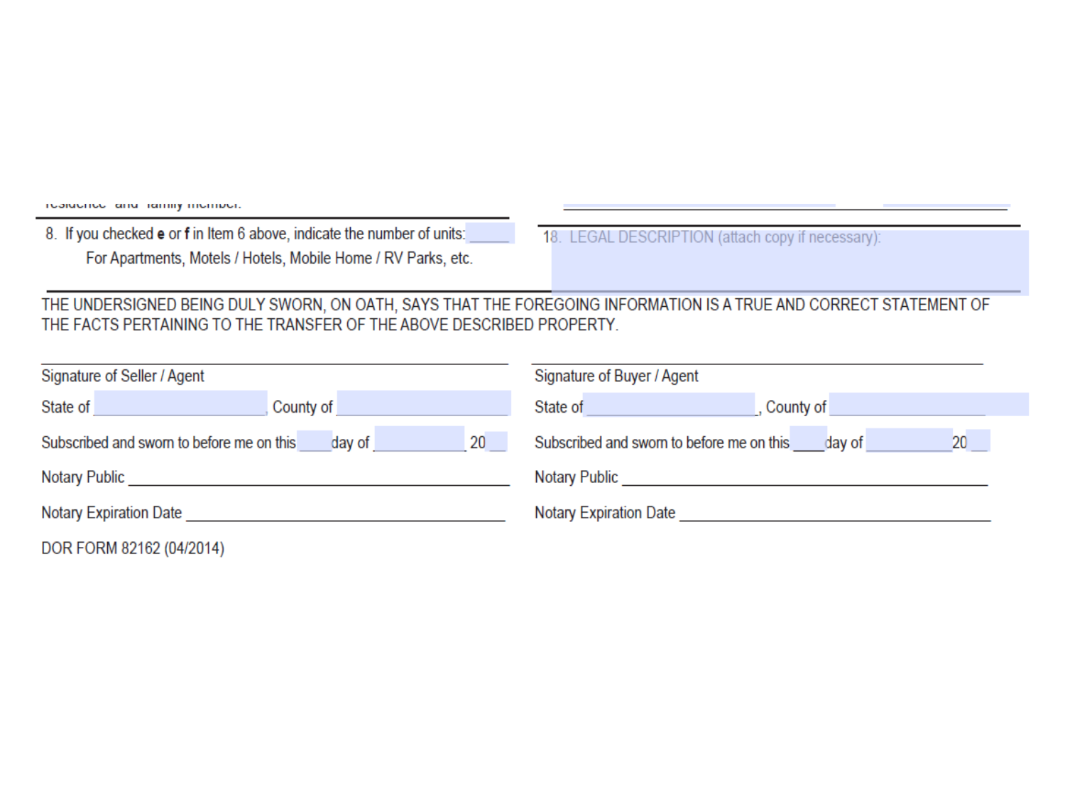residence and family member.

8. If you checked **e** or **f** in Item 6 above, indicate the number of units: _____
   For Apartments, Motels / Hotels, Mobile Home / RV Parks, etc.

18. LEGAL DESCRIPTION (attach copy if necessary):

THE UNDERSIGNED BEING DULY SWORN, ON OATH, SAYS THAT THE FOREGOING INFORMATION IS A TRUE AND CORRECT STATEMENT OF THE FACTS PERTAINING TO THE TRANSFER OF THE ABOVE DESCRIBED PROPERTY.

______________________________
Signature of Seller / Agent

State of ____________, County of ____________

Subscribed and sworn to before me on this ____ day of ____________ 20 __

Notary Public ______________________________

Notary Expiration Date ______________________________

______________________________
Signature of Buyer / Agent

State of ____________, County of ____________

Subscribed and sworn to before me on this ____ day of ____________ 20 __

Notary Public ______________________________

Notary Expiration Date ______________________________

DOR FORM 82162 (04/2014)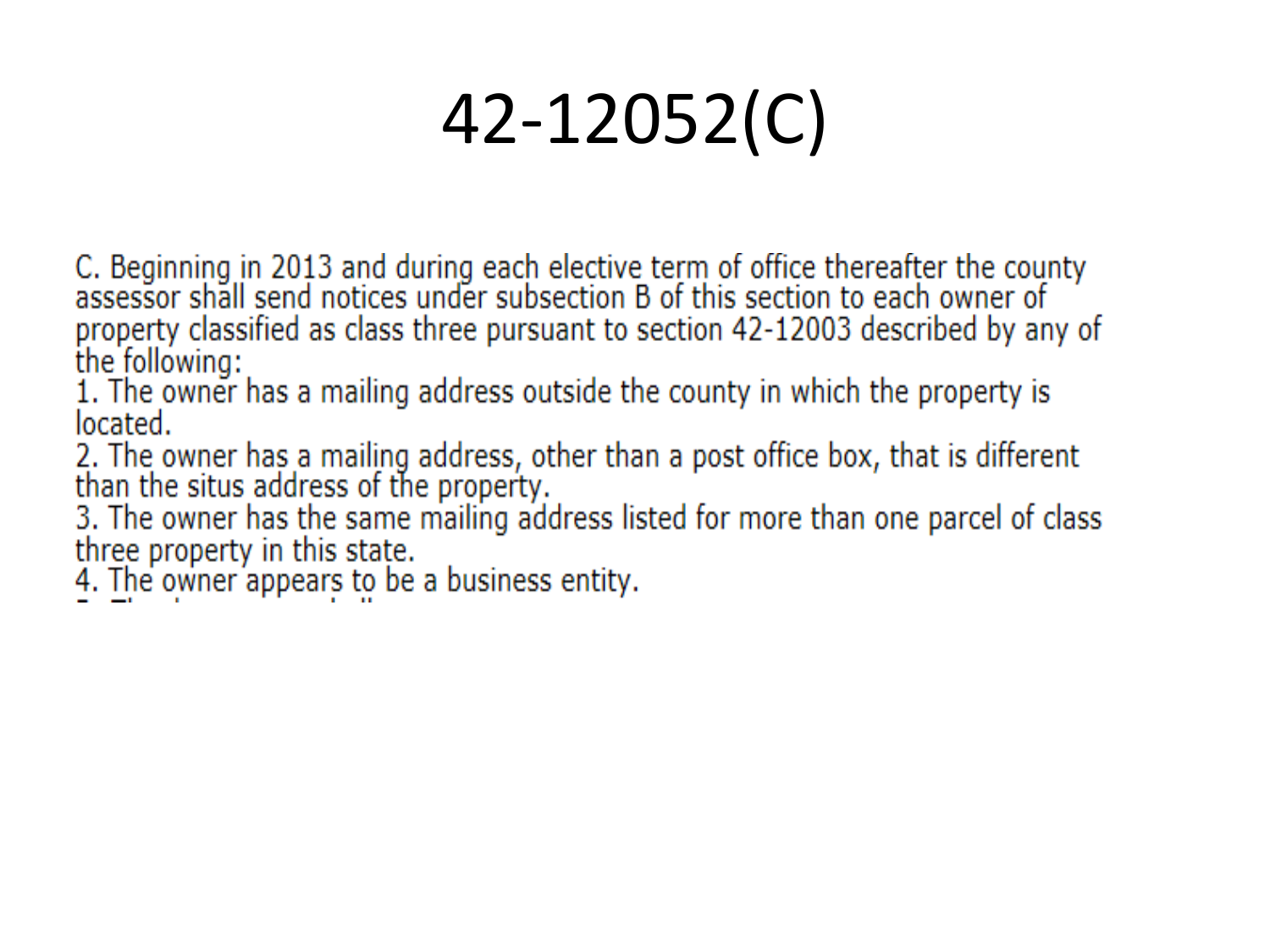# 42-12052(C)

C. Beginning in 2013 and during each elective term of office thereafter the county assessor shall send notices under subsection B of this section to each owner of property classified as class three pursuant to section 42-12003 described by any of the following:

1. The owner has a mailing address outside the county in which the property is located.
2. The owner has a mailing address, other than a post office box, that is different than the situs address of the property.
3. The owner has the same mailing address listed for more than one parcel of class three property in this state.
4. The owner appears to be a business entity.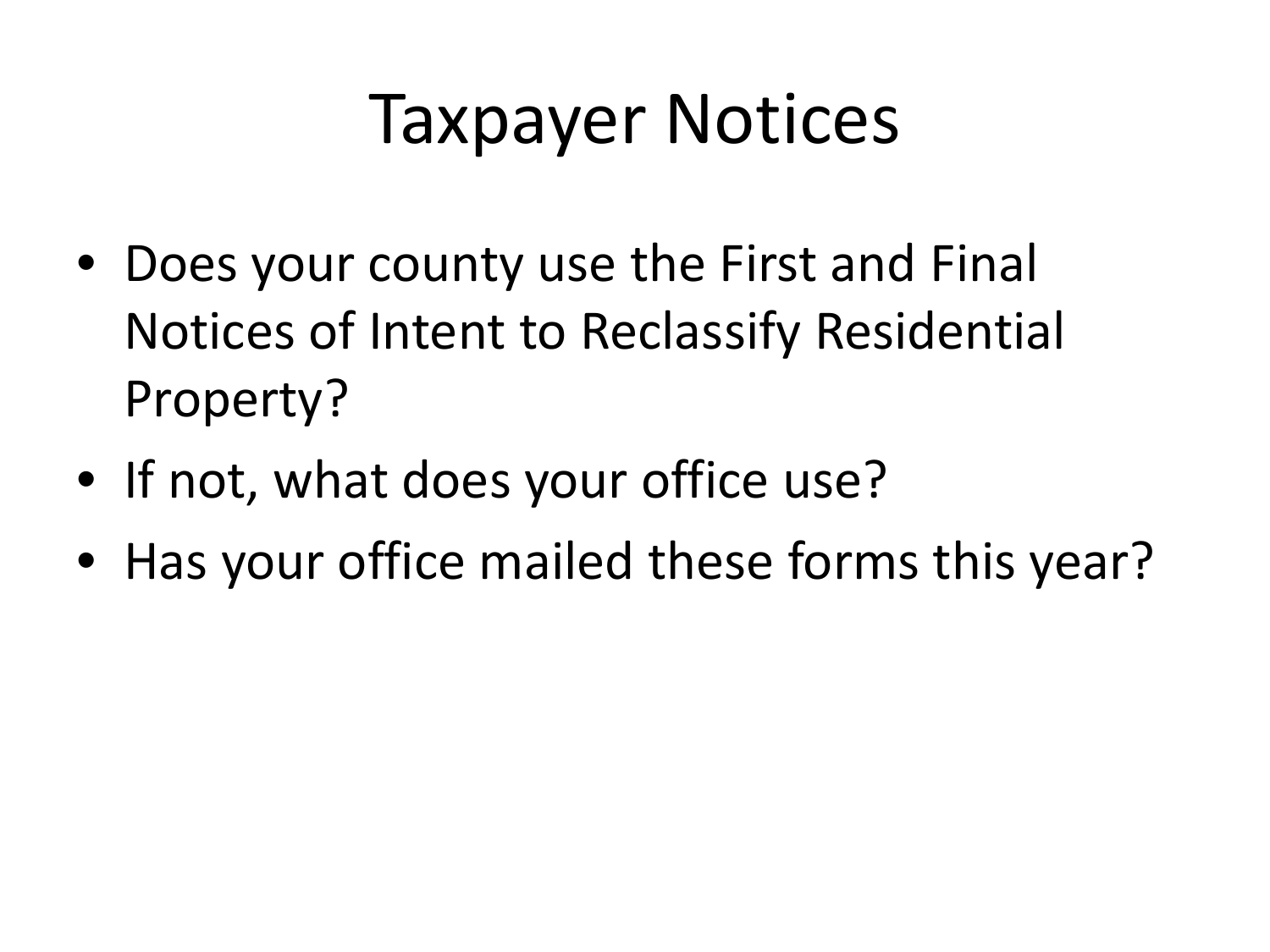# Taxpayer Notices

- Does your county use the First and Final Notices of Intent to Reclassify Residential Property?
- If not, what does your office use?
- Has your office mailed these forms this year?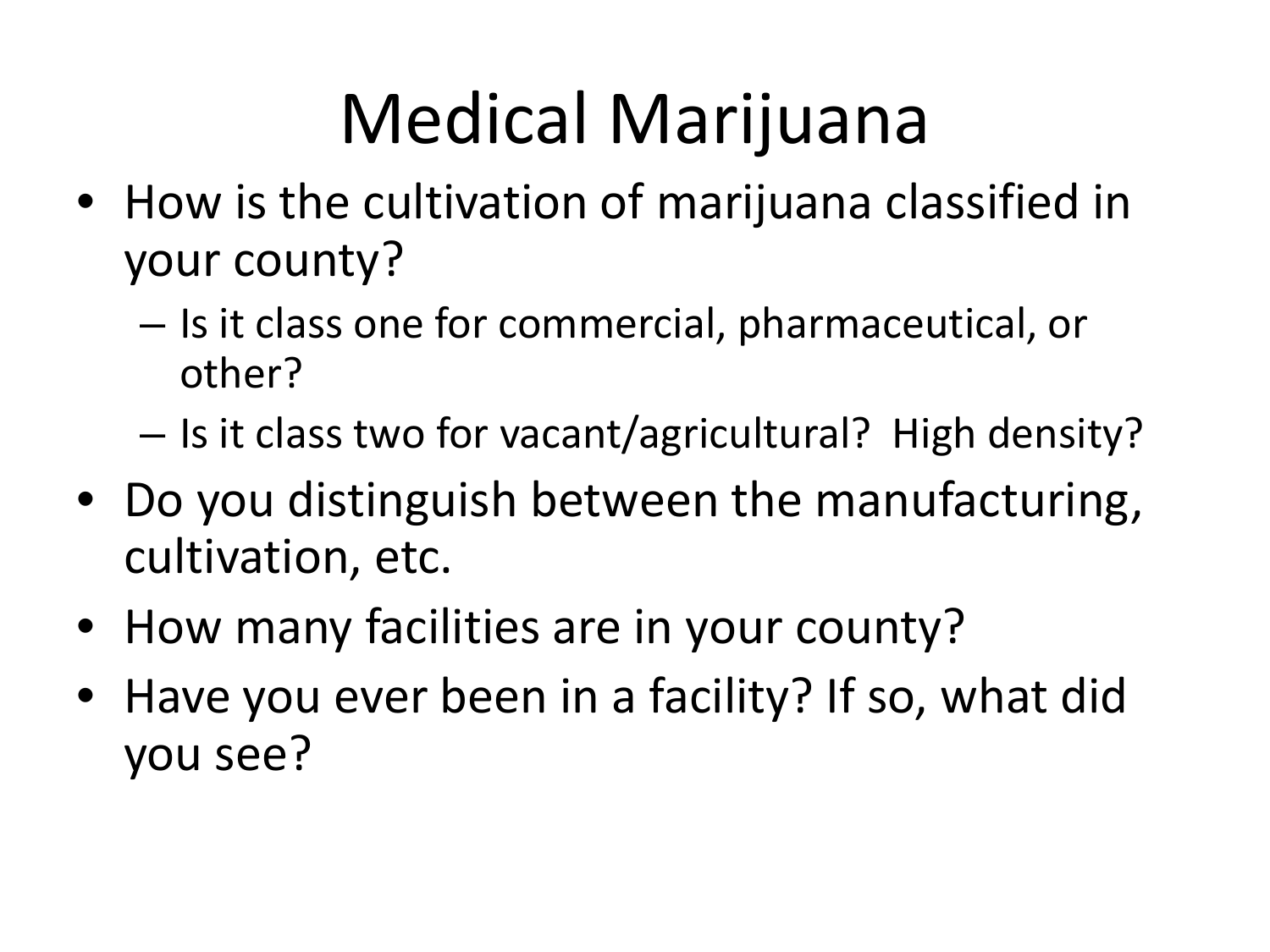# Medical Marijuana

- How is the cultivation of marijuana classified in your county?
  - Is it class one for commercial, pharmaceutical, or other?
  - Is it class two for vacant/agricultural? High density?
- Do you distinguish between the manufacturing, cultivation, etc.
- How many facilities are in your county?
- Have you ever been in a facility? If so, what did you see?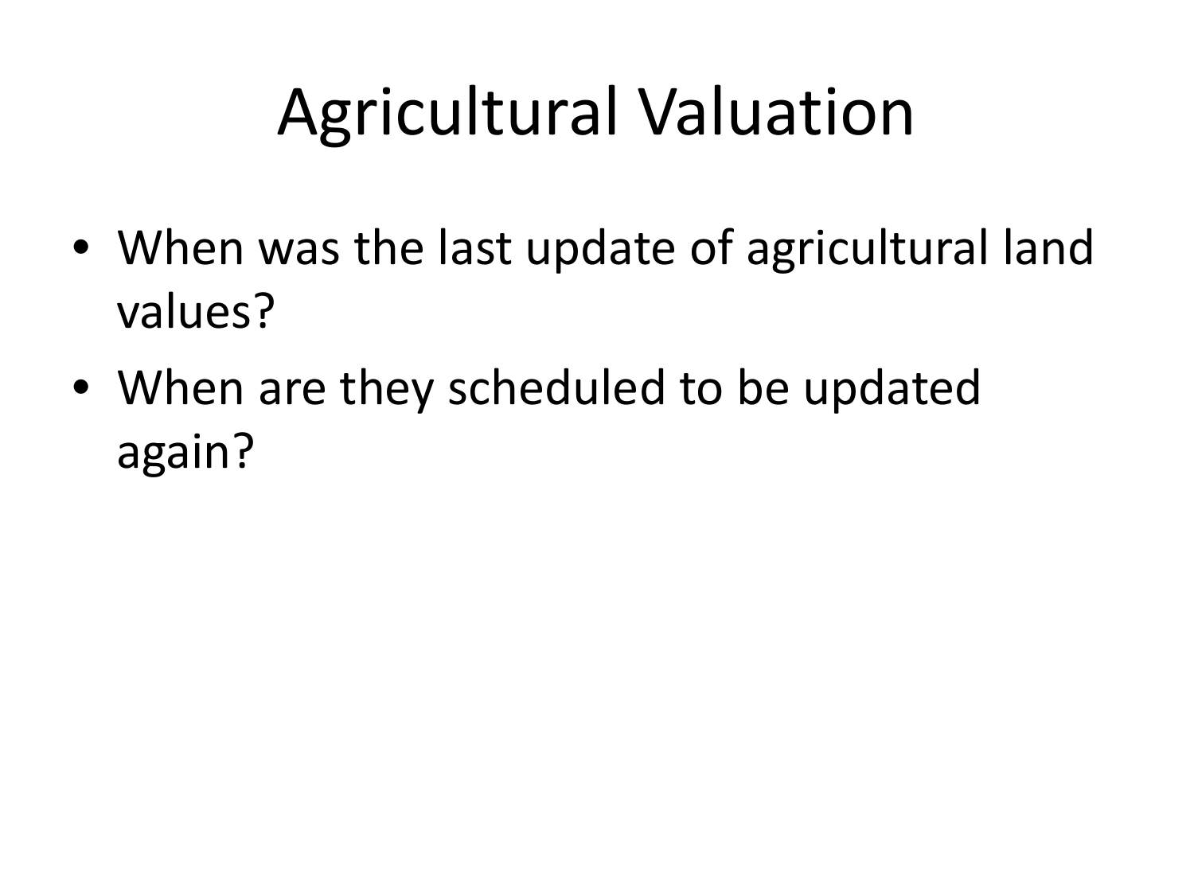# Agricultural Valuation

- When was the last update of agricultural land values?
- When are they scheduled to be updated again?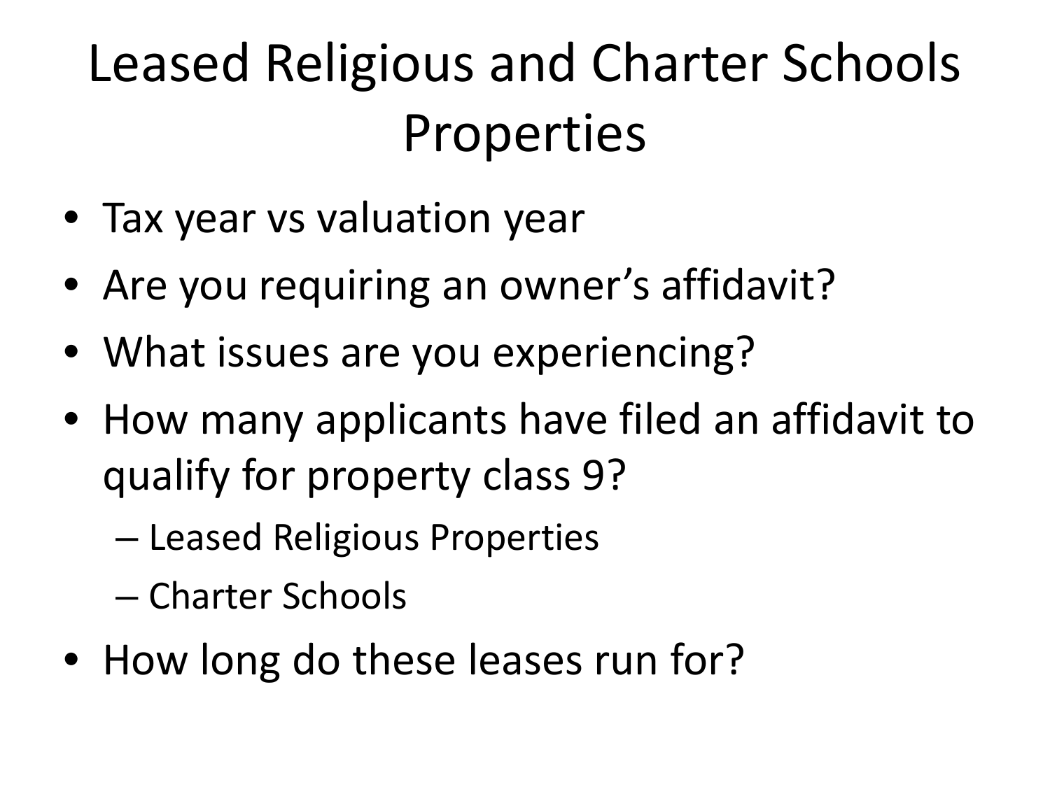# Leased Religious and Charter Schools Properties

- Tax year vs valuation year
- Are you requiring an owner's affidavit?
- What issues are you experiencing?
- How many applicants have filed an affidavit to qualify for property class 9?
  - Leased Religious Properties
  - Charter Schools
- How long do these leases run for?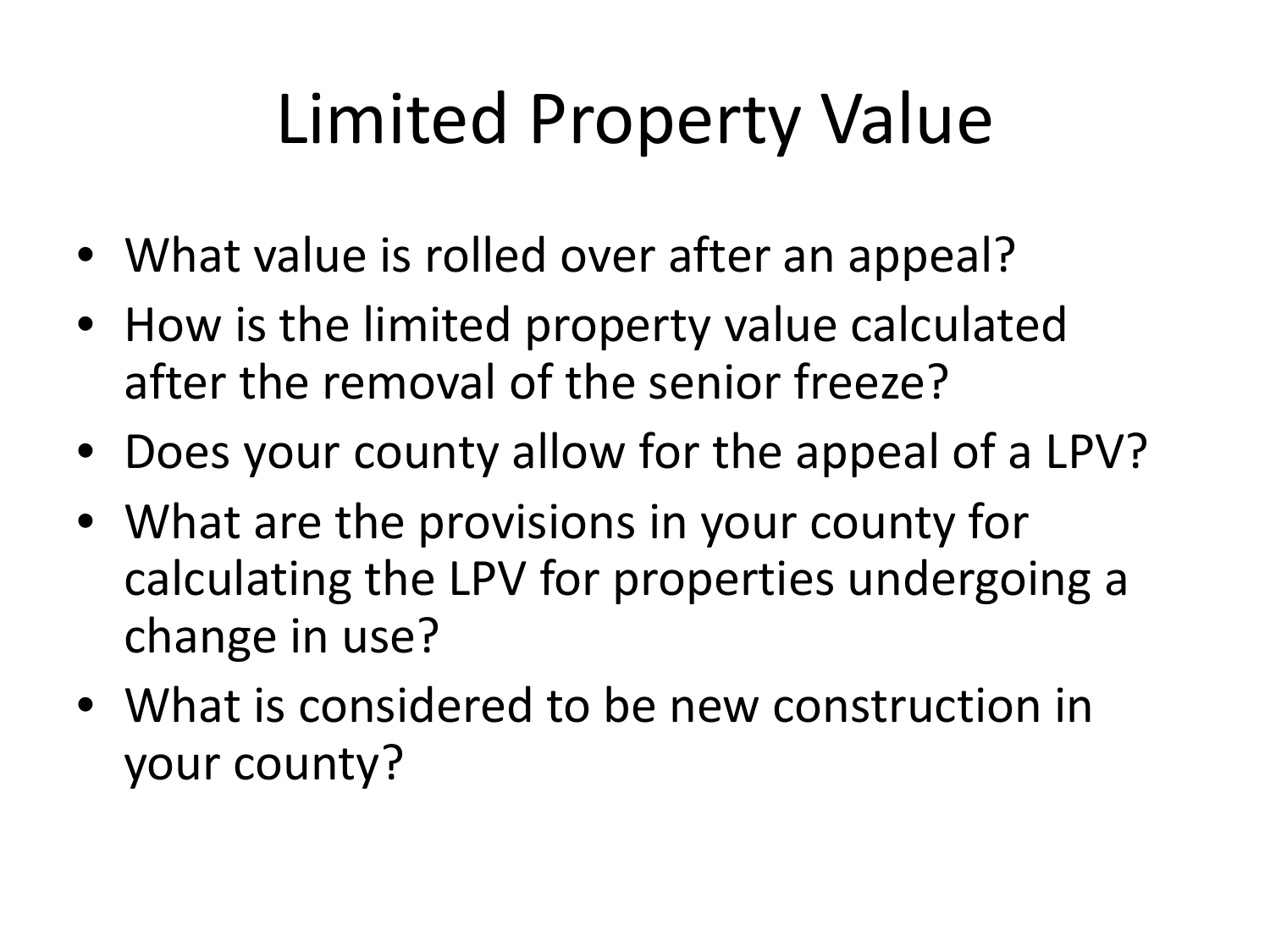# Limited Property Value

- What value is rolled over after an appeal?
- How is the limited property value calculated after the removal of the senior freeze?
- Does your county allow for the appeal of a LPV?
- What are the provisions in your county for calculating the LPV for properties undergoing a change in use?
- What is considered to be new construction in your county?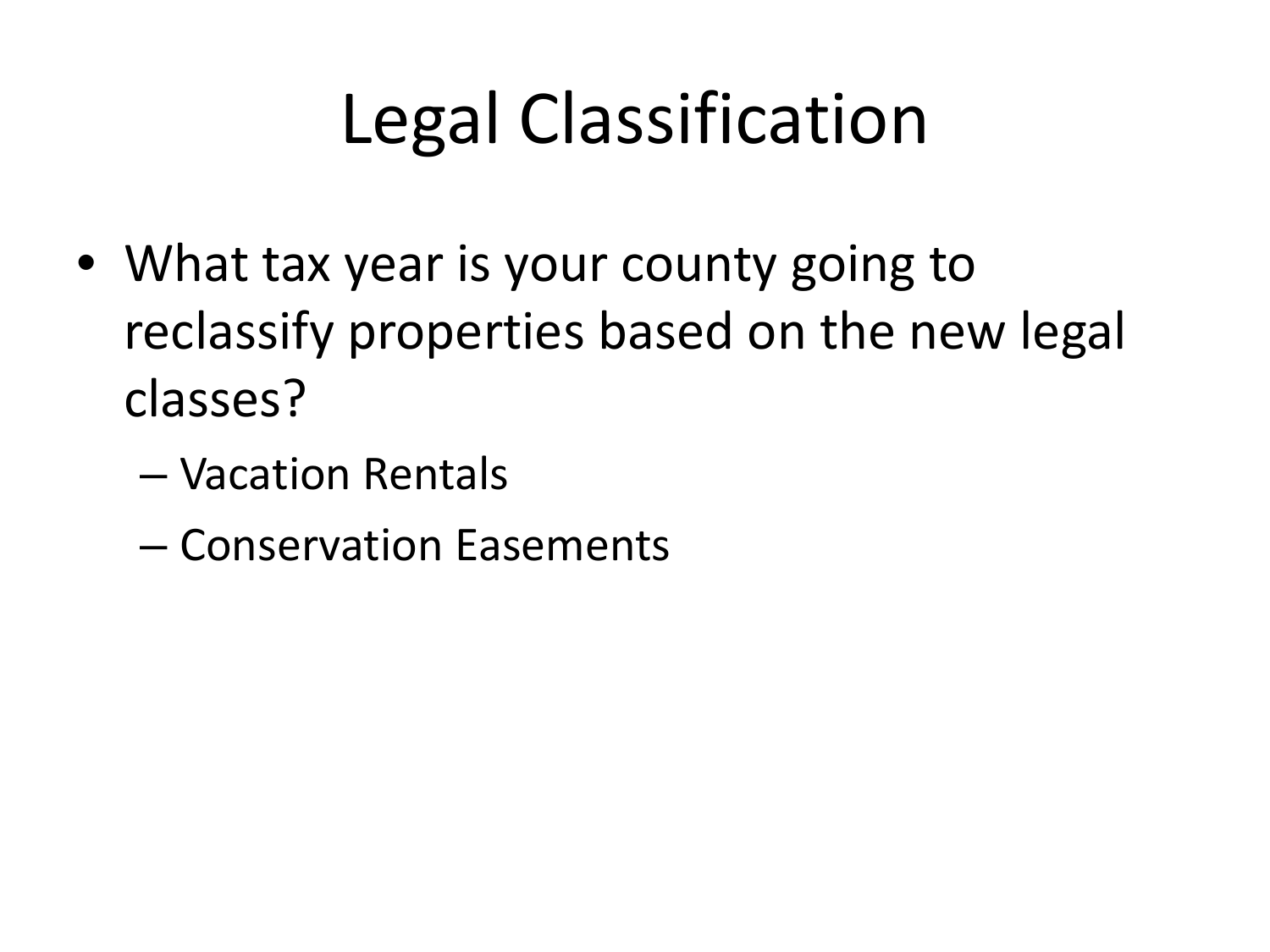# Legal Classification

- What tax year is your county going to reclassify properties based on the new legal classes?
  - Vacation Rentals
  - Conservation Easements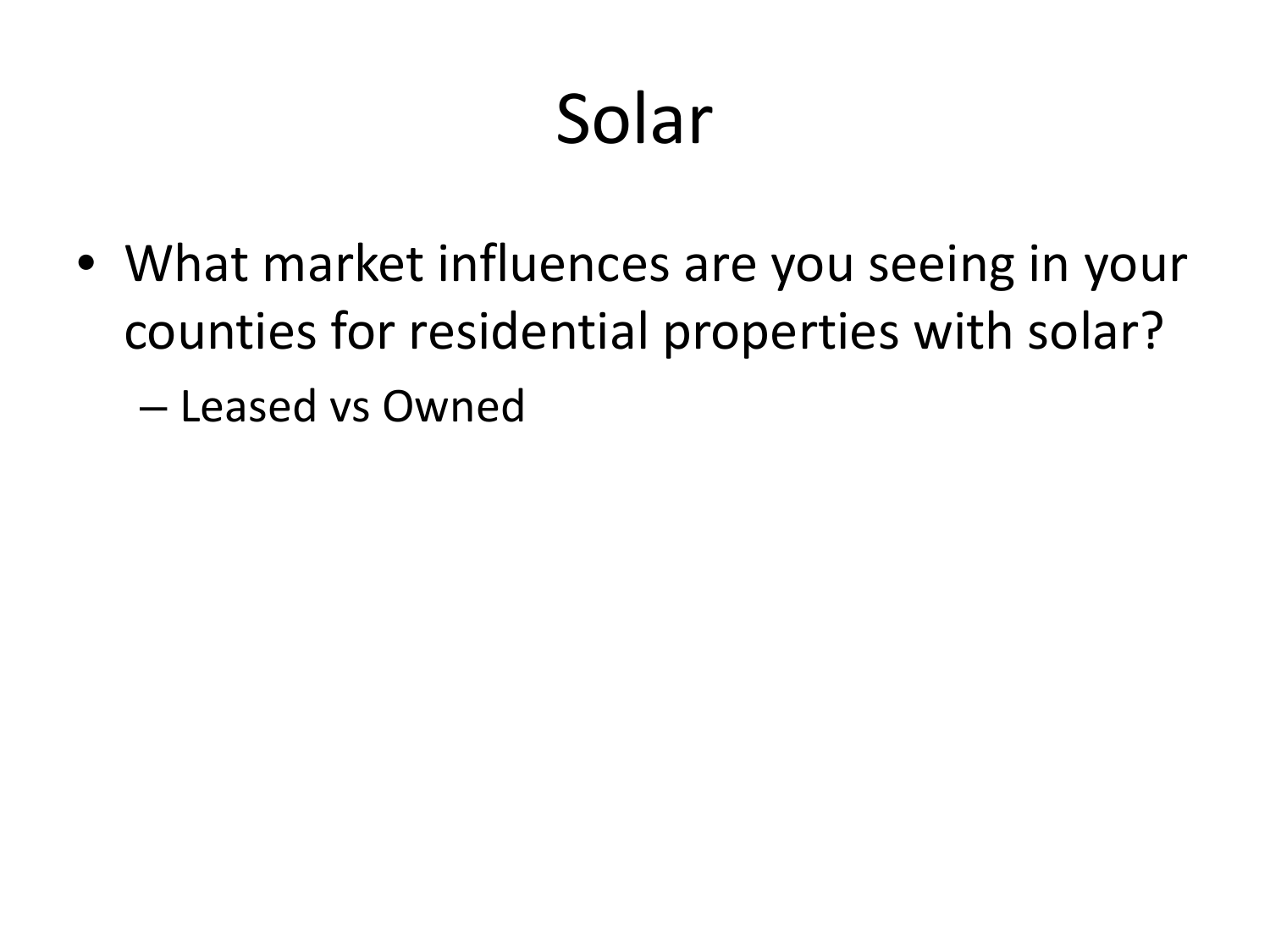# Solar

- What market influences are you seeing in your counties for residential properties with solar?
  - Leased vs Owned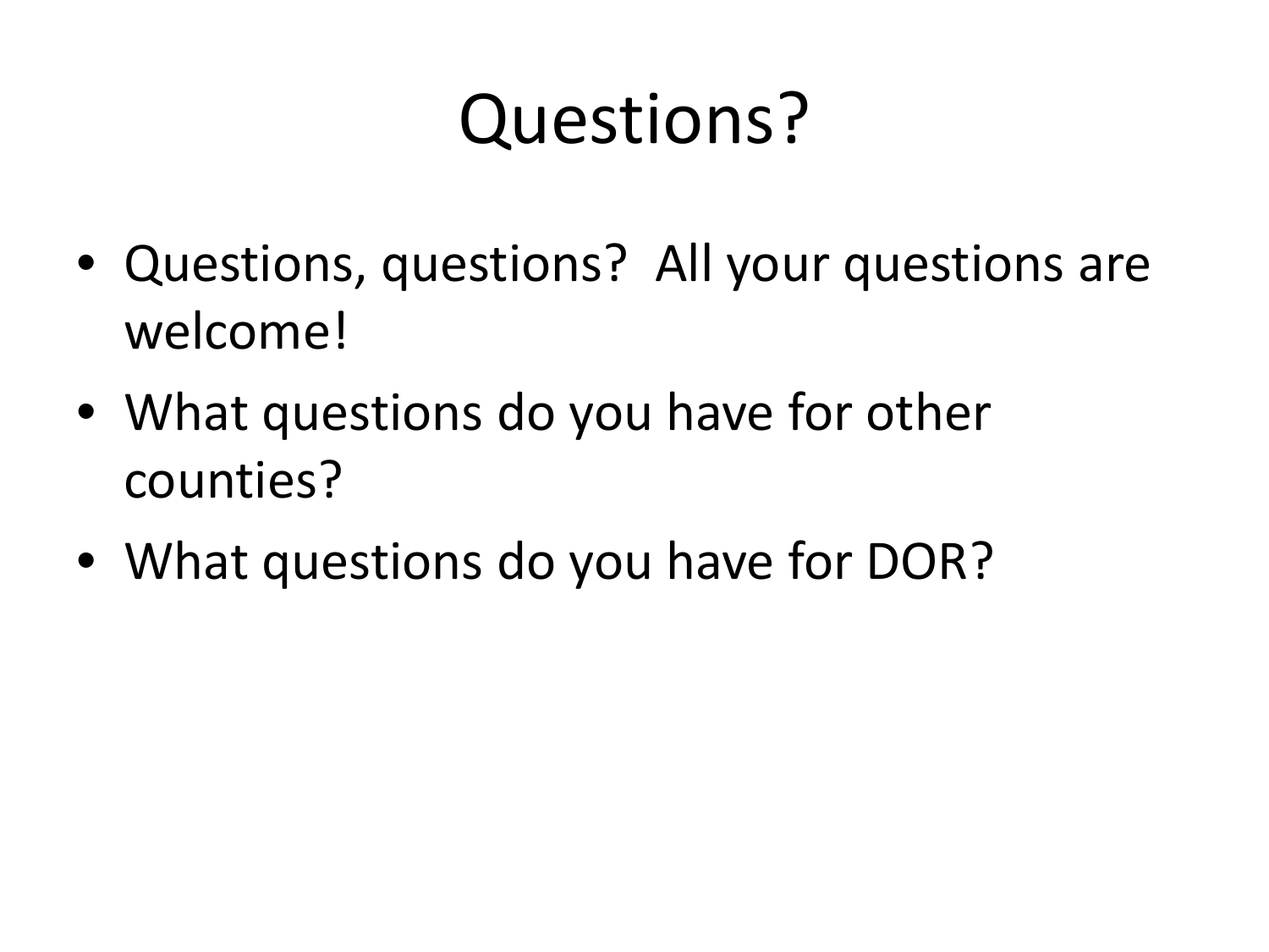# Questions?

- Questions, questions?  All your questions are welcome!
- What questions do you have for other counties?
- What questions do you have for DOR?